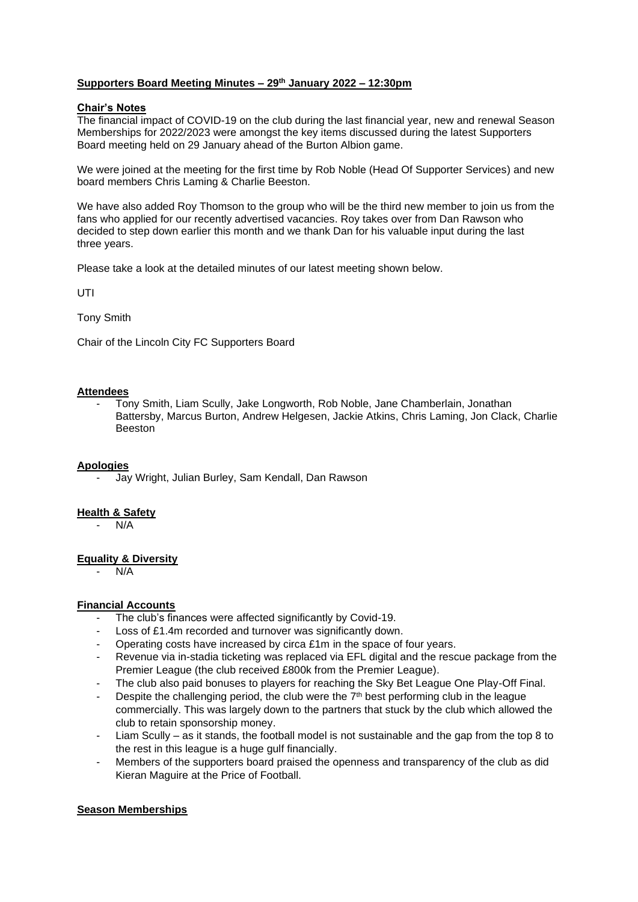**Supporters Board Meeting Minutes – 29th January 2022 – 12:30pm**

**Chair's Notes**

The financial impact of COVID-19 on the club during the last financial year, new and renewal Season Memberships for 2022/2023 were amongst the key items discussed during the latest Supporters Board meeting held on 29 January ahead of the Burton Albion game.

We were joined at the meeting for the first time by Rob Noble (Head Of Supporter Services) and new board members Chris Laming & Charlie Beeston.

We have also added Roy Thomson to the group who will be the third new member to join us from the fans who applied for our recently advertised vacancies. Roy takes over from Dan Rawson who decided to step down earlier this month and we thank Dan for his valuable input during the last three years.

Please take a look at the detailed minutes of our latest meeting shown below.

UTI

Tony Smith

Chair of the Lincoln City FC Supporters Board

**Attendees**

- Tony Smith, Liam Scully, Jake Longworth, Rob Noble, Jane Chamberlain, Jonathan Battersby, Marcus Burton, Andrew Helgesen, Jackie Atkins, Chris Laming, Jon Clack, Charlie Beeston

**Apologies**

- Jay Wright, Julian Burley, Sam Kendall, Dan Rawson

**Health & Safety**

- N/A

**Equality & Diversity**

- N/A

**Financial Accounts**

- The club's finances were affected significantly by Covid-19.
- Loss of £1.4m recorded and turnover was significantly down.
- Operating costs have increased by circa £1m in the space of four years.
- Revenue via in-stadia ticketing was replaced via EFL digital and the rescue package from the Premier League (the club received £800k from the Premier League).
- The club also paid bonuses to players for reaching the Sky Bet League One Play-Off Final.
- Despite the challenging period, the club were the 7th best performing club in the league commercially. This was largely down to the partners that stuck by the club which allowed the club to retain sponsorship money.
- Liam Scully – as it stands, the football model is not sustainable and the gap from the top 8 to the rest in this league is a huge gulf financially.
- Members of the supporters board praised the openness and transparency of the club as did Kieran Maguire at the Price of Football.

**Season Memberships**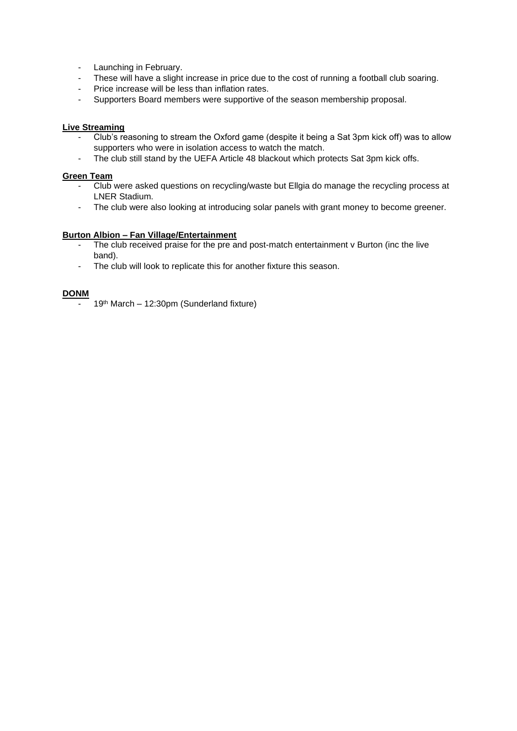- Launching in February.
- These will have a slight increase in price due to the cost of running a football club soaring.
- Price increase will be less than inflation rates.
- Supporters Board members were supportive of the season membership proposal.

**Live Streaming**

- Club's reasoning to stream the Oxford game (despite it being a Sat 3pm kick off) was to allow supporters who were in isolation access to watch the match.
- The club still stand by the UEFA Article 48 blackout which protects Sat 3pm kick offs.

**Green Team**

- Club were asked questions on recycling/waste but Ellgia do manage the recycling process at LNER Stadium.
- The club were also looking at introducing solar panels with grant money to become greener.

**Burton Albion – Fan Village/Entertainment**

- The club received praise for the pre and post-match entertainment v Burton (inc the live band).
- The club will look to replicate this for another fixture this season.

**DONM**

- 19th March – 12:30pm (Sunderland fixture)